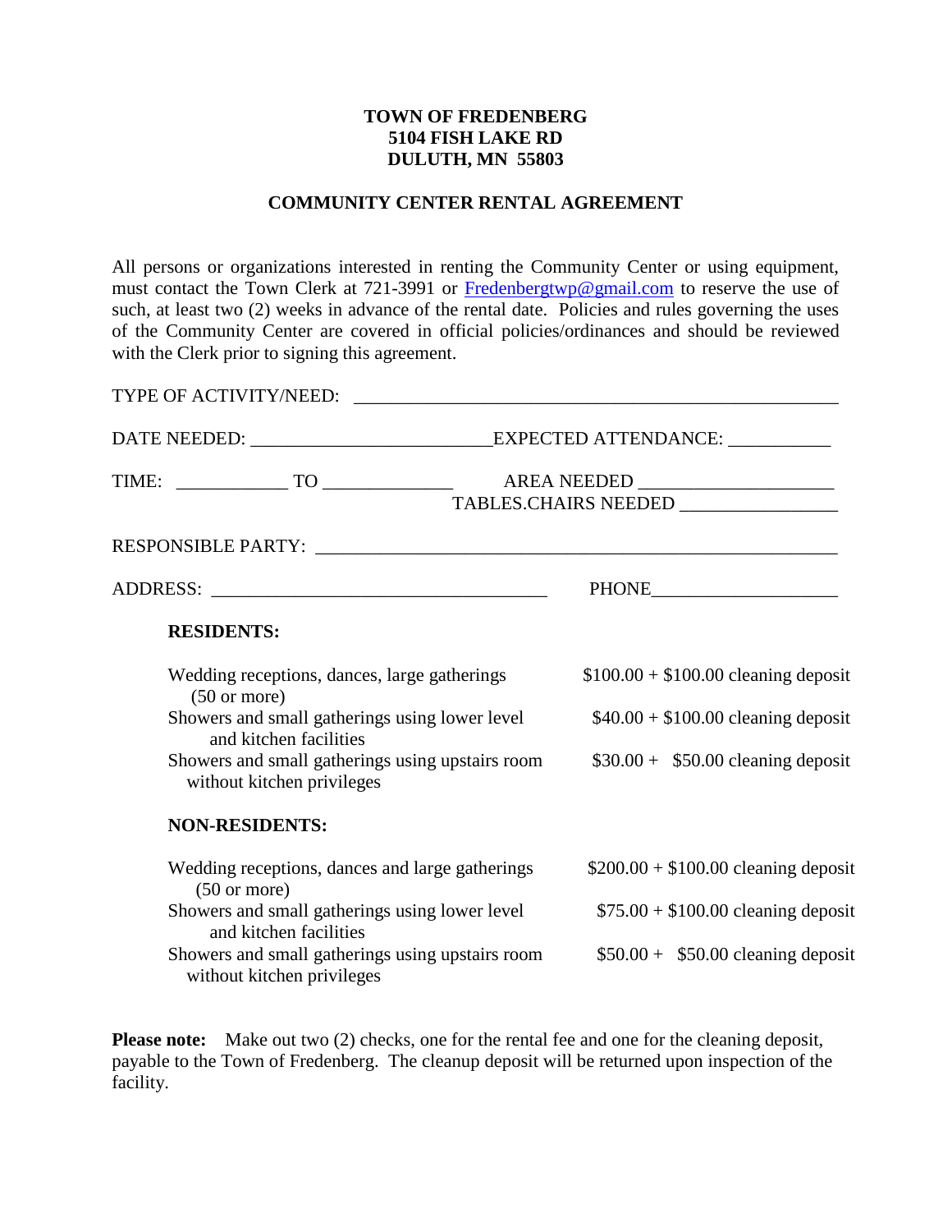**TOWN OF FREDENBERG**
**5104 FISH LAKE RD**
**DULUTH, MN 55803**

## COMMUNITY CENTER RENTAL AGREEMENT

All persons or organizations interested in renting the Community Center or using equipment, must contact the Town Clerk at 721-3991 or [Fredenbergtwp@gmail.com](mailto:Fredenbergtwp@gmail.com) to reserve the use of such, at least two (2) weeks in advance of the rental date. Policies and rules governing the uses of the Community Center are covered in official policies/ordinances and should be reviewed with the Clerk prior to signing this agreement.

TYPE OF ACTIVITY/NEED: ____________________________________________________

DATE NEEDED: _________________________ EXPECTED ATTENDANCE: ___________

TIME: ___________ TO _____________ AREA NEEDED _____________________

TABLES.CHAIRS NEEDED ________________

RESPONSIBLE PARTY: ________________________________________________________

ADDRESS: ___________________________________ PHONE____________________

**RESIDENTS:**

| | |
|---|---|
| Wedding receptions, dances, large gatherings (50 or more) | $100.00 + $100.00 cleaning deposit |
| Showers and small gatherings using lower level and kitchen facilities | $40.00 + $100.00 cleaning deposit |
| Showers and small gatherings using upstairs room without kitchen privileges | $30.00 + $50.00 cleaning deposit |

**NON-RESIDENTS:**

| | |
|---|---|
| Wedding receptions, dances and large gatherings (50 or more) | $200.00 + $100.00 cleaning deposit |
| Showers and small gatherings using lower level and kitchen facilities | $75.00 + $100.00 cleaning deposit |
| Showers and small gatherings using upstairs room without kitchen privileges | $50.00 + $50.00 cleaning deposit |

**Please note:** Make out two (2) checks, one for the rental fee and one for the cleaning deposit, payable to the Town of Fredenberg. The cleanup deposit will be returned upon inspection of the facility.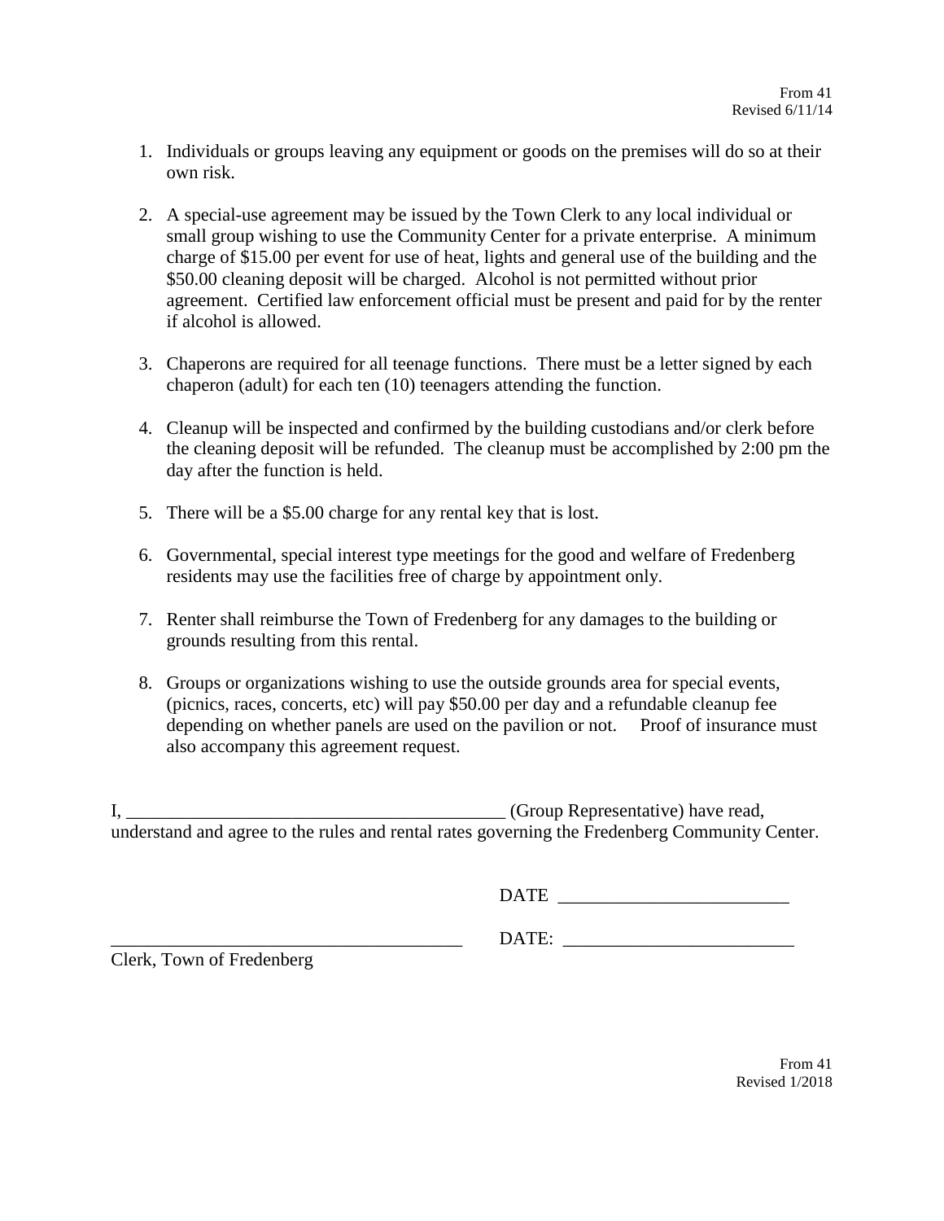From 41
Revised 6/11/14

1. Individuals or groups leaving any equipment or goods on the premises will do so at their own risk.

2. A special-use agreement may be issued by the Town Clerk to any local individual or small group wishing to use the Community Center for a private enterprise. A minimum charge of $15.00 per event for use of heat, lights and general use of the building and the $50.00 cleaning deposit will be charged. Alcohol is not permitted without prior agreement. Certified law enforcement official must be present and paid for by the renter if alcohol is allowed.

3. Chaperons are required for all teenage functions. There must be a letter signed by each chaperon (adult) for each ten (10) teenagers attending the function.

4. Cleanup will be inspected and confirmed by the building custodians and/or clerk before the cleaning deposit will be refunded. The cleanup must be accomplished by 2:00 pm the day after the function is held.

5. There will be a $5.00 charge for any rental key that is lost.

6. Governmental, special interest type meetings for the good and welfare of Fredenberg residents may use the facilities free of charge by appointment only.

7. Renter shall reimburse the Town of Fredenberg for any damages to the building or grounds resulting from this rental.

8. Groups or organizations wishing to use the outside grounds area for special events, (picnics, races, concerts, etc) will pay $50.00 per day and a refundable cleanup fee depending on whether panels are used on the pavilion or not. Proof of insurance must also accompany this agreement request.

I, _________________________________________ (Group Representative) have read, understand and agree to the rules and rental rates governing the Fredenberg Community Center.

DATE _________________________

_______________________________________ DATE: _________________________

Clerk, Town of Fredenberg

From 41
Revised 1/2018